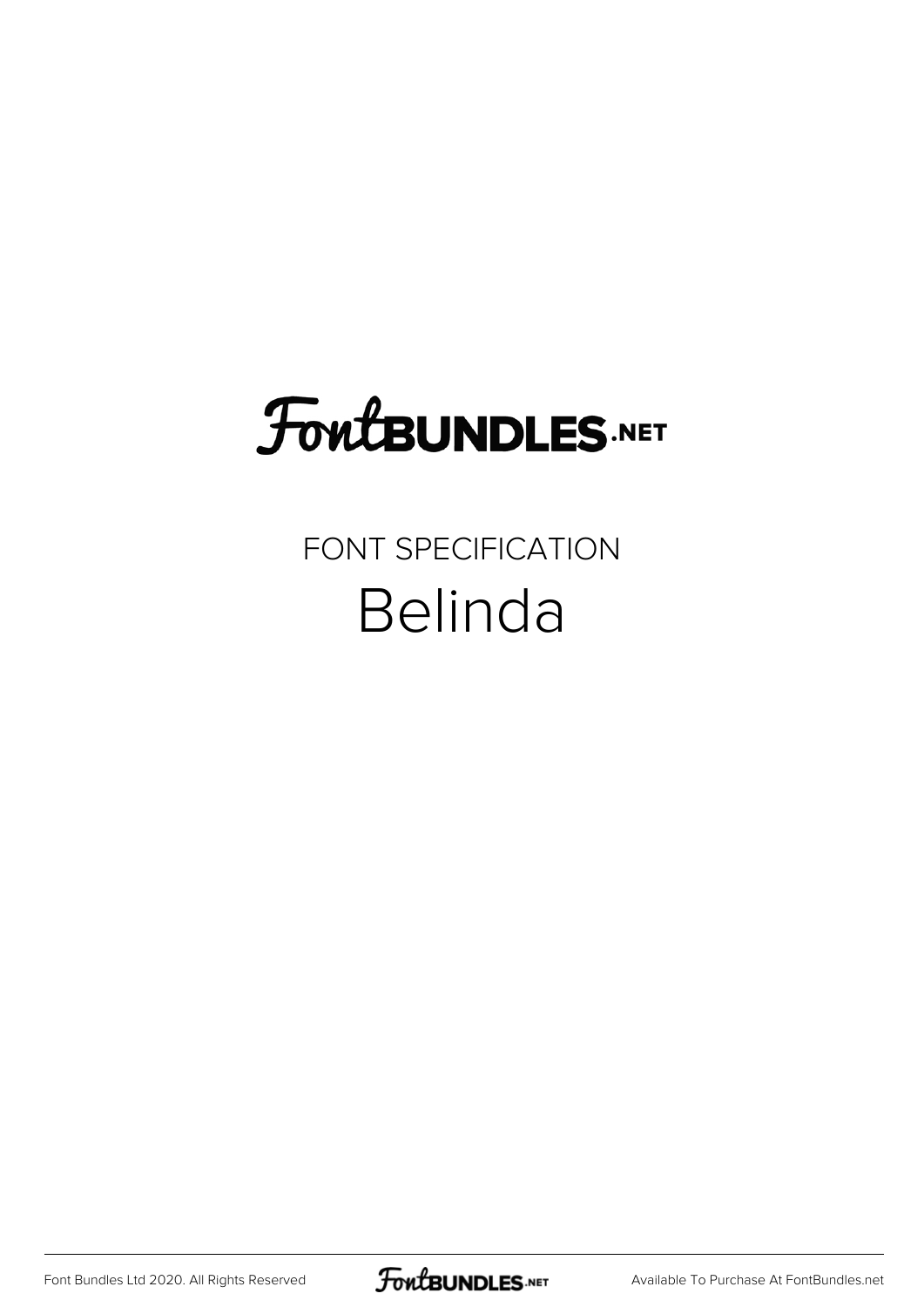# FontBUNDLES.NET

FONT SPECIFICATION

## Belinda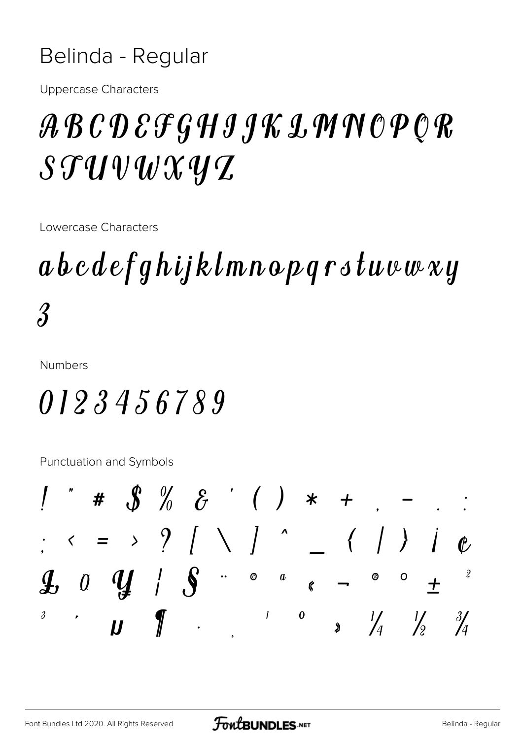# Belinda - Regular

Uppercase Characters

A B C D E F G H I J K L M N O P Q R S T U V W X Y Z

Lowercase Characters

a b c d e f g h i j k l m n o p q r s t u v w x y z

Numbers

0 1 2 3 4 5 6 7 8 9

Punctuation and Symbols

! " # $ % & ' ( ) * + , - . :
; < = > ? [ \ ] ^ _ { | } ¡ ¢
£ ¤ ¥ ¦ § ¨ © ª « ¬ ® ° ± ²
³ ´ µ ¶ · ¸ ¹ º » ¼ ½ ¾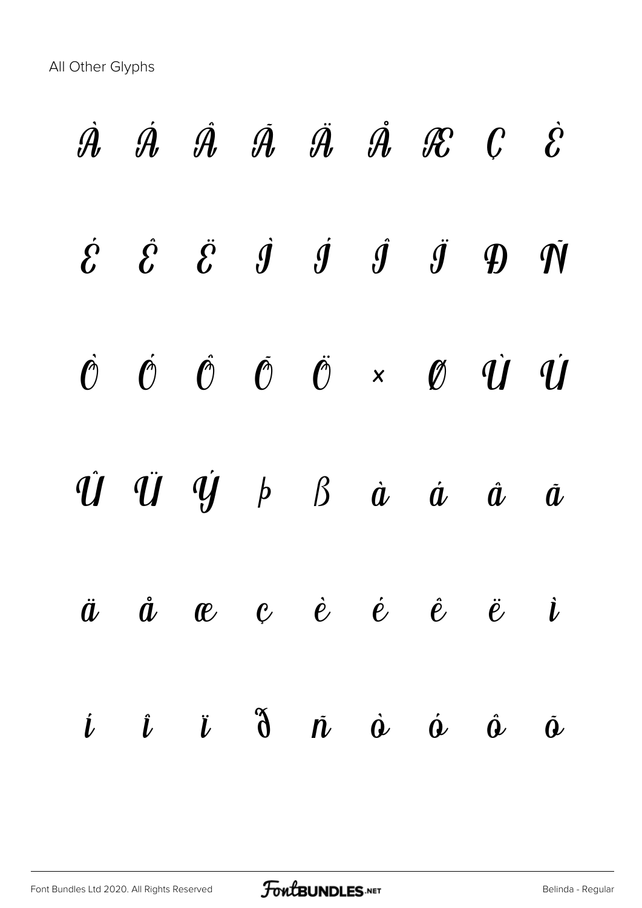All Other Glyphs

À Á Â Ã Ä Å Æ Ç È

É Ê Ë Ì Í Î Ï Ð Ñ

Ò Ó Ô Õ Ö × Ø Ù Ú

Û Ü Ý Þ ß à á â ã

ä å æ ç è é ê ë ì

í î ï ð ñ ò ó ô õ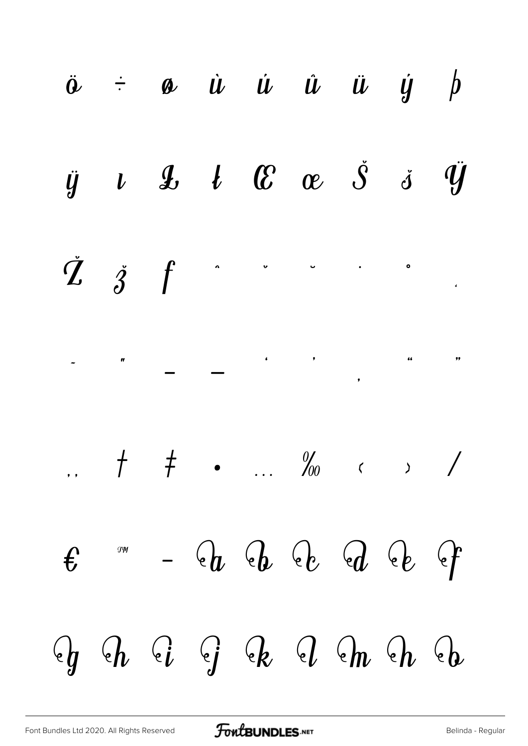ö ÷ ø ù ú û ü ý þ

ÿ ı Ł ł Œ œ Š š Ÿ

Ž ž ƒ ˆ ˇ ˘ ˙ ˚ ˛

˜ ˝ – — ‘ ’ ‚ “ ”

„ † ‡ • … ‰ ‹ › ⁄

€ ™ − ea eb ec ed ee ef

eg eh ei ej ek el em en eo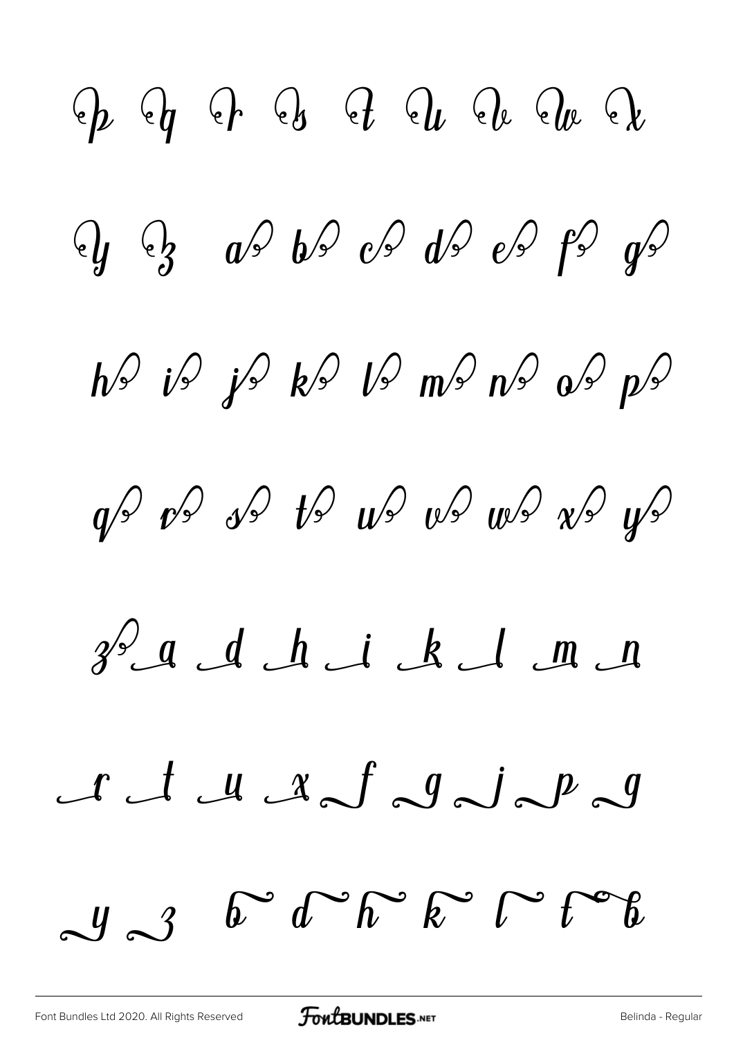p q r s t u v w x

y z a b c d e f g

h i j k l m n o p

q r s t u v w x y

z a d h i k l m n

r t u x f g j p g

y z b d h k l t b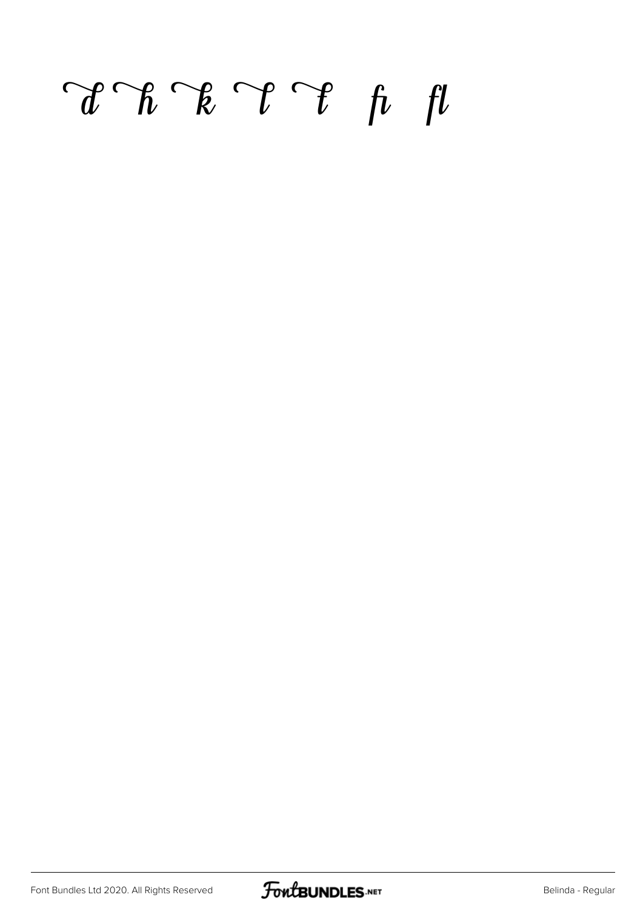d h k l t ﬁ ﬂ